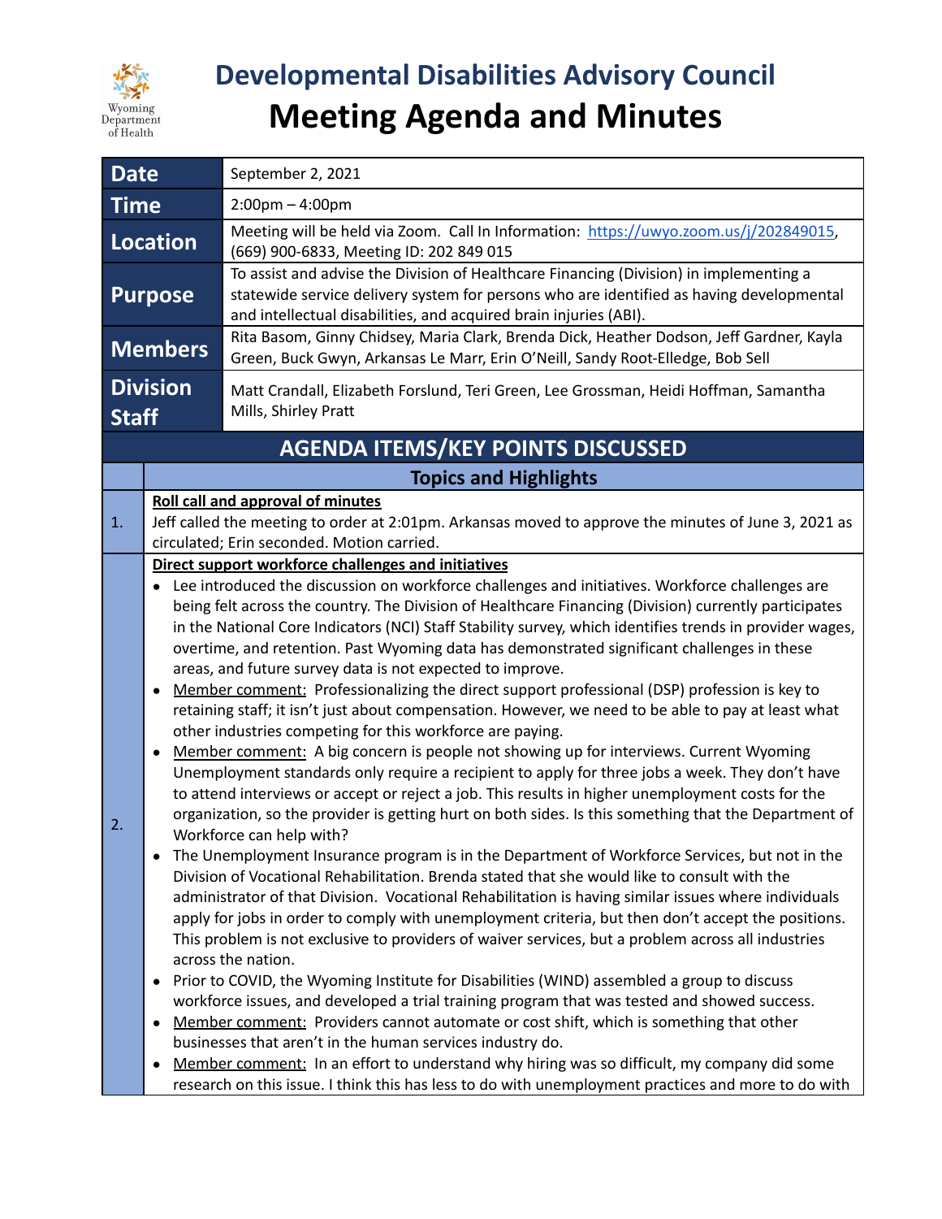Wyoming Department of Health

# Developmental Disabilities Advisory Council
# Meeting Agenda and Minutes

| | |
|---|---|
| **Date** | September 2, 2021 |
| **Time** | 2:00pm – 4:00pm |
| **Location** | Meeting will be held via Zoom. Call In Information: https://uwyo.zoom.us/j/202849015, (669) 900-6833, Meeting ID: 202 849 015 |
| **Purpose** | To assist and advise the Division of Healthcare Financing (Division) in implementing a statewide service delivery system for persons who are identified as having developmental and intellectual disabilities, and acquired brain injuries (ABI). |
| **Members** | Rita Basom, Ginny Chidsey, Maria Clark, Brenda Dick, Heather Dodson, Jeff Gardner, Kayla Green, Buck Gwyn, Arkansas Le Marr, Erin O'Neill, Sandy Root-Elledge, Bob Sell |
| **Division Staff** | Matt Crandall, Elizabeth Forslund, Teri Green, Lee Grossman, Heidi Hoffman, Samantha Mills, Shirley Pratt |

## AGENDA ITEMS/KEY POINTS DISCUSSED

### Topics and Highlights

**1. Roll call and approval of minutes**

Jeff called the meeting to order at 2:01pm. Arkansas moved to approve the minutes of June 3, 2021 as circulated; Erin seconded. Motion carried.

**2. Direct support workforce challenges and initiatives**

- Lee introduced the discussion on workforce challenges and initiatives. Workforce challenges are being felt across the country. The Division of Healthcare Financing (Division) currently participates in the National Core Indicators (NCI) Staff Stability survey, which identifies trends in provider wages, overtime, and retention. Past Wyoming data has demonstrated significant challenges in these areas, and future survey data is not expected to improve.
- Member comment: Professionalizing the direct support professional (DSP) profession is key to retaining staff; it isn't just about compensation. However, we need to be able to pay at least what other industries competing for this workforce are paying.
- Member comment: A big concern is people not showing up for interviews. Current Wyoming Unemployment standards only require a recipient to apply for three jobs a week. They don't have to attend interviews or accept or reject a job. This results in higher unemployment costs for the organization, so the provider is getting hurt on both sides. Is this something that the Department of Workforce can help with?
- The Unemployment Insurance program is in the Department of Workforce Services, but not in the Division of Vocational Rehabilitation. Brenda stated that she would like to consult with the administrator of that Division. Vocational Rehabilitation is having similar issues where individuals apply for jobs in order to comply with unemployment criteria, but then don't accept the positions. This problem is not exclusive to providers of waiver services, but a problem across all industries across the nation.
- Prior to COVID, the Wyoming Institute for Disabilities (WIND) assembled a group to discuss workforce issues, and developed a trial training program that was tested and showed success.
- Member comment: Providers cannot automate or cost shift, which is something that other businesses that aren't in the human services industry do.
- Member comment: In an effort to understand why hiring was so difficult, my company did some research on this issue. I think this has less to do with unemployment practices and more to do with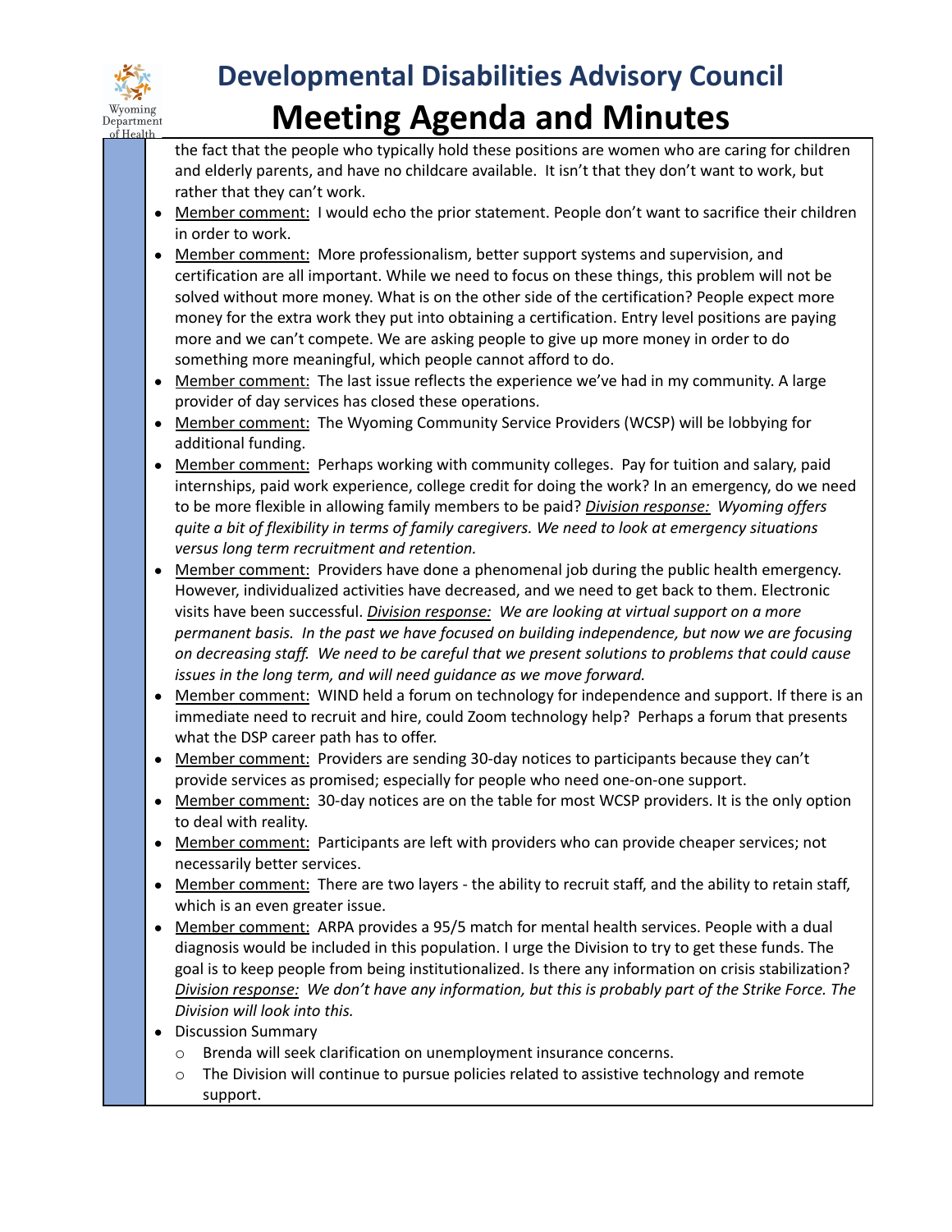the fact that the people who typically hold these positions are women who are caring for children and elderly parents, and have no childcare available. It isn't that they don't want to work, but rather that they can't work.

- Member comment: I would echo the prior statement. People don't want to sacrifice their children in order to work.
- Member comment: More professionalism, better support systems and supervision, and certification are all important. While we need to focus on these things, this problem will not be solved without more money. What is on the other side of the certification? People expect more money for the extra work they put into obtaining a certification. Entry level positions are paying more and we can't compete. We are asking people to give up more money in order to do something more meaningful, which people cannot afford to do.
- Member comment: The last issue reflects the experience we've had in my community. A large provider of day services has closed these operations.
- Member comment: The Wyoming Community Service Providers (WCSP) will be lobbying for additional funding.
- Member comment: Perhaps working with community colleges. Pay for tuition and salary, paid internships, paid work experience, college credit for doing the work? In an emergency, do we need to be more flexible in allowing family members to be paid? ***Division response:*** *Wyoming offers quite a bit of flexibility in terms of family caregivers. We need to look at emergency situations versus long term recruitment and retention.*
- Member comment: Providers have done a phenomenal job during the public health emergency. However, individualized activities have decreased, and we need to get back to them. Electronic visits have been successful. ***Division response:*** *We are looking at virtual support on a more permanent basis. In the past we have focused on building independence, but now we are focusing on decreasing staff. We need to be careful that we present solutions to problems that could cause issues in the long term, and will need guidance as we move forward.*
- Member comment: WIND held a forum on technology for independence and support. If there is an immediate need to recruit and hire, could Zoom technology help? Perhaps a forum that presents what the DSP career path has to offer.
- Member comment: Providers are sending 30-day notices to participants because they can't provide services as promised; especially for people who need one-on-one support.
- Member comment: 30-day notices are on the table for most WCSP providers. It is the only option to deal with reality.
- Member comment: Participants are left with providers who can provide cheaper services; not necessarily better services.
- Member comment: There are two layers - the ability to recruit staff, and the ability to retain staff, which is an even greater issue.
- Member comment: ARPA provides a 95/5 match for mental health services. People with a dual diagnosis would be included in this population. I urge the Division to try to get these funds. The goal is to keep people from being institutionalized. Is there any information on crisis stabilization? *Division response:* *We don't have any information, but this is probably part of the Strike Force. The Division will look into this.*
- Discussion Summary
  - Brenda will seek clarification on unemployment insurance concerns.
  - The Division will continue to pursue policies related to assistive technology and remote support.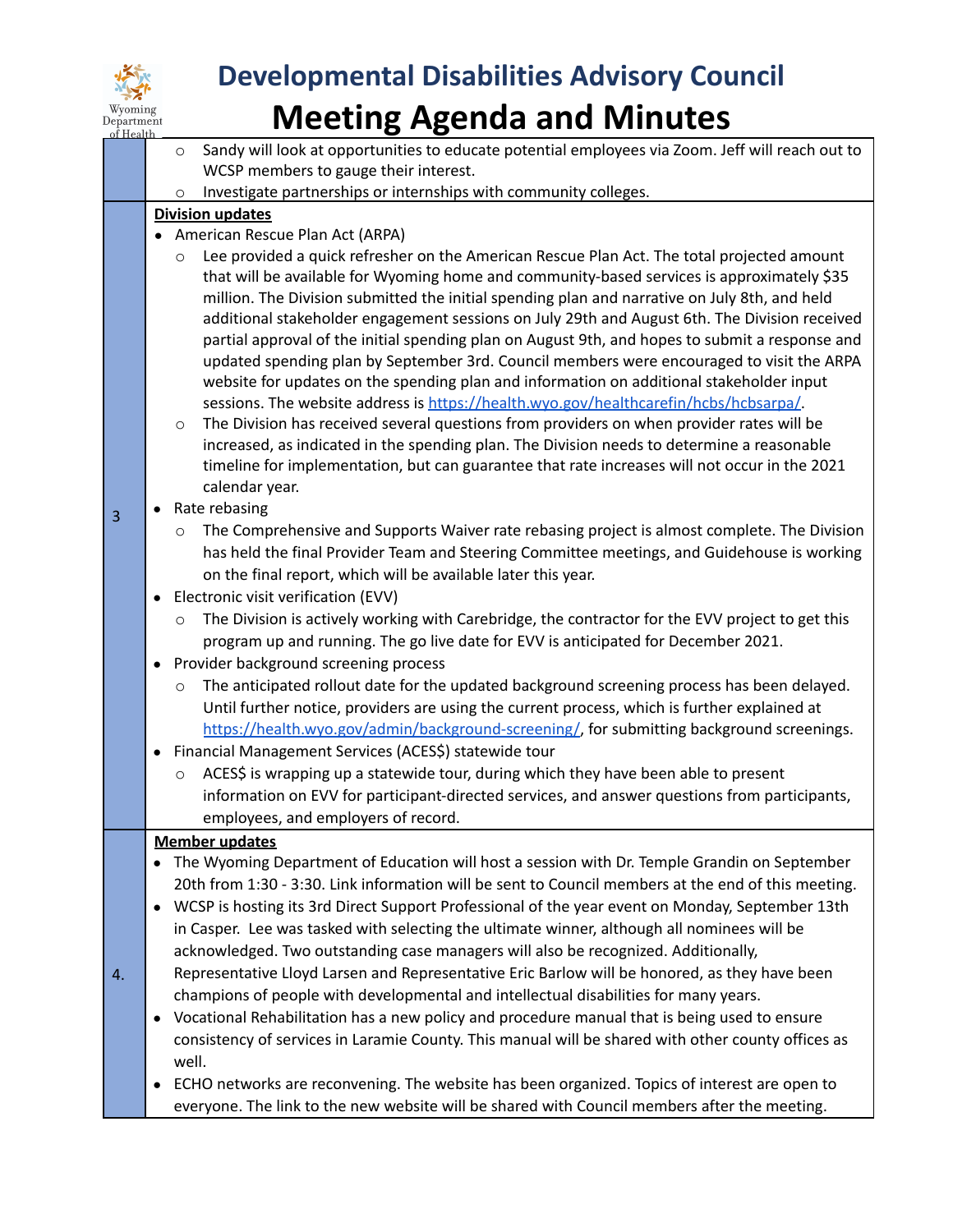# Developmental Disabilities Advisory Council
# Meeting Agenda and Minutes

| | |
|---|---|
| | ○ Sandy will look at opportunities to educate potential employees via Zoom. Jeff will reach out to WCSP members to gauge their interest. ○ Investigate partnerships or internships with community colleges. |
| 3 | **Division updates** • American Rescue Plan Act (ARPA) ○ Lee provided a quick refresher on the American Rescue Plan Act. The total projected amount that will be available for Wyoming home and community-based services is approximately $35 million. The Division submitted the initial spending plan and narrative on July 8th, and held additional stakeholder engagement sessions on July 29th and August 6th. The Division received partial approval of the initial spending plan on August 9th, and hopes to submit a response and updated spending plan by September 3rd. Council members were encouraged to visit the ARPA website for updates on the spending plan and information on additional stakeholder input sessions. The website address is https://health.wyo.gov/healthcarefin/hcbs/hcbsarpa/. ○ The Division has received several questions from providers on when provider rates will be increased, as indicated in the spending plan. The Division needs to determine a reasonable timeline for implementation, but can guarantee that rate increases will not occur in the 2021 calendar year. • Rate rebasing ○ The Comprehensive and Supports Waiver rate rebasing project is almost complete. The Division has held the final Provider Team and Steering Committee meetings, and Guidehouse is working on the final report, which will be available later this year. • Electronic visit verification (EVV) ○ The Division is actively working with Carebridge, the contractor for the EVV project to get this program up and running. The go live date for EVV is anticipated for December 2021. • Provider background screening process ○ The anticipated rollout date for the updated background screening process has been delayed. Until further notice, providers are using the current process, which is further explained at https://health.wyo.gov/admin/background-screening/, for submitting background screenings. • Financial Management Services (ACES$) statewide tour ○ ACES$ is wrapping up a statewide tour, during which they have been able to present information on EVV for participant-directed services, and answer questions from participants, employees, and employers of record. |
| 4. | **Member updates** • The Wyoming Department of Education will host a session with Dr. Temple Grandin on September 20th from 1:30 - 3:30. Link information will be sent to Council members at the end of this meeting. • WCSP is hosting its 3rd Direct Support Professional of the year event on Monday, September 13th in Casper. Lee was tasked with selecting the ultimate winner, although all nominees will be acknowledged. Two outstanding case managers will also be recognized. Additionally, Representative Lloyd Larsen and Representative Eric Barlow will be honored, as they have been champions of people with developmental and intellectual disabilities for many years. • Vocational Rehabilitation has a new policy and procedure manual that is being used to ensure consistency of services in Laramie County. This manual will be shared with other county offices as well. • ECHO networks are reconvening. The website has been organized. Topics of interest are open to everyone. The link to the new website will be shared with Council members after the meeting. |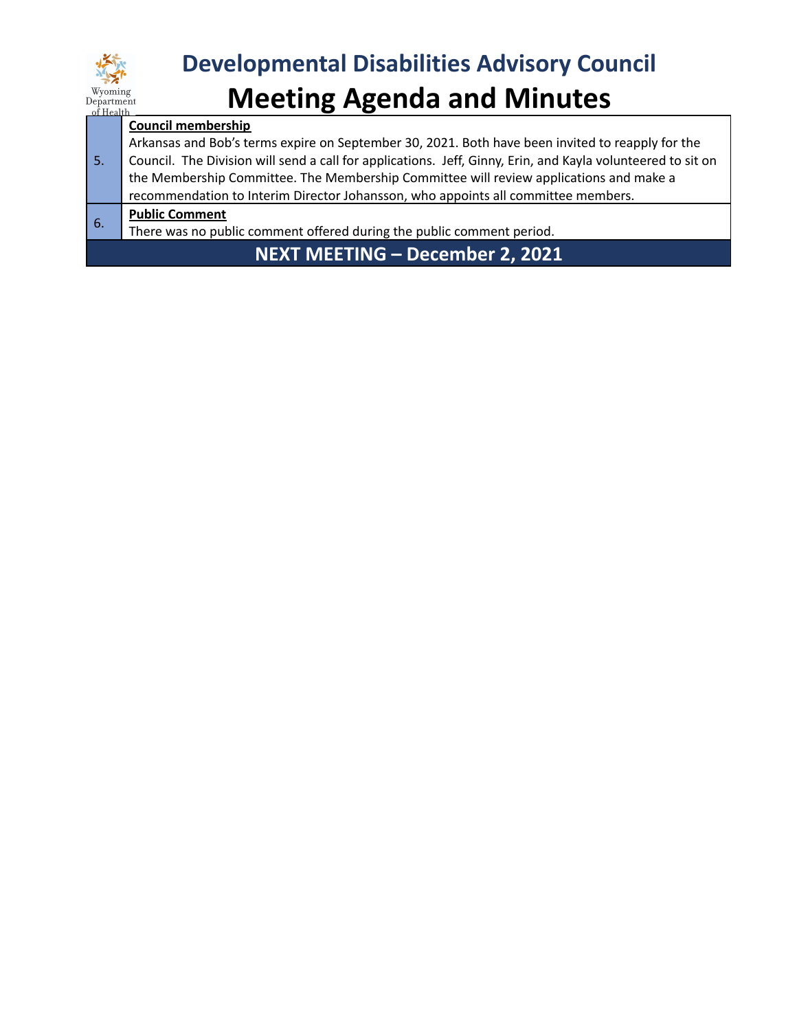# Developmental Disabilities Advisory Council

# Meeting Agenda and Minutes

| | |
|---|---|
| 5. | **Council membership**<br>Arkansas and Bob's terms expire on September 30, 2021. Both have been invited to reapply for the Council. The Division will send a call for applications. Jeff, Ginny, Erin, and Kayla volunteered to sit on the Membership Committee. The Membership Committee will review applications and make a recommendation to Interim Director Johansson, who appoints all committee members. |
| 6. | **Public Comment**<br>There was no public comment offered during the public comment period. |

**NEXT MEETING – December 2, 2021**